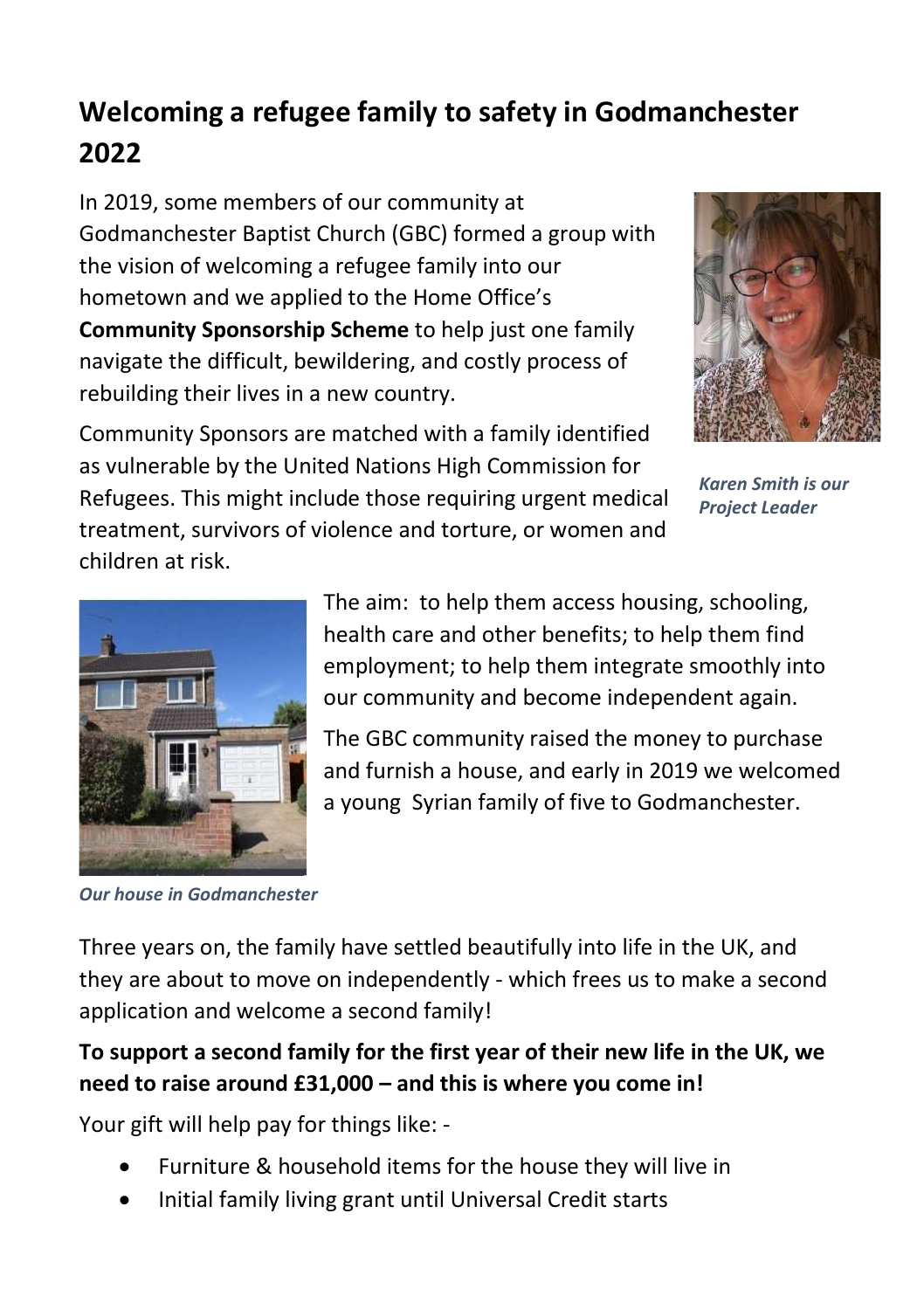# Welcoming a refugee family to safety in Godmanchester 2022

In 2019, some members of our community at Godmanchester Baptist Church (GBC) formed a group with the vision of welcoming a refugee family into our hometown and we applied to the Home Office's **Community Sponsorship Scheme** to help just one family navigate the difficult, bewildering, and costly process of rebuilding their lives in a new country.

*Karen Smith is our Project Leader*

Community Sponsors are matched with a family identified as vulnerable by the United Nations High Commission for Refugees. This might include those requiring urgent medical treatment, survivors of violence and torture, or women and children at risk.

The aim: to help them access housing, schooling, health care and other benefits; to help them find employment; to help them integrate smoothly into our community and become independent again.

The GBC community raised the money to purchase and furnish a house, and early in 2019 we welcomed a young Syrian family of five to Godmanchester.

*Our house in Godmanchester*

Three years on, the family have settled beautifully into life in the UK, and they are about to move on independently - which frees us to make a second application and welcome a second family!

**To support a second family for the first year of their new life in the UK, we need to raise around £31,000 – and this is where you come in!**

Your gift will help pay for things like: -

- Furniture & household items for the house they will live in
- Initial family living grant until Universal Credit starts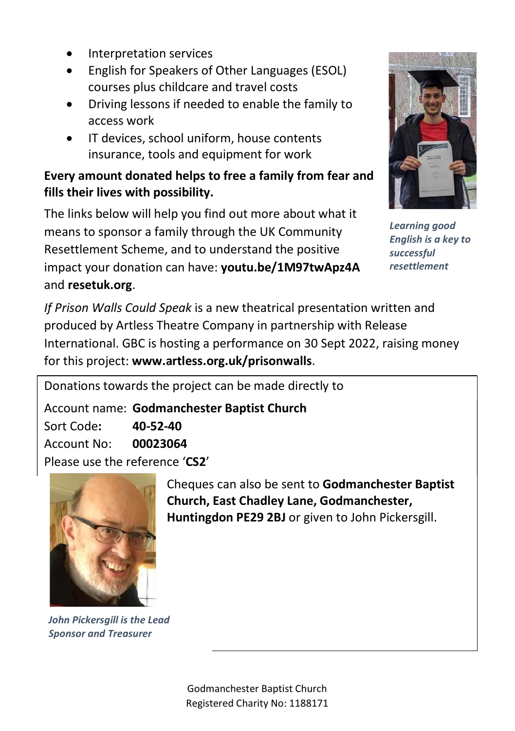- Interpretation services
- English for Speakers of Other Languages (ESOL) courses plus childcare and travel costs
- Driving lessons if needed to enable the family to access work
- IT devices, school uniform, house contents insurance, tools and equipment for work

**Every amount donated helps to free a family from fear and fills their lives with possibility.**

The links below will help you find out more about what it means to sponsor a family through the UK Community Resettlement Scheme, and to understand the positive impact your donation can have: **youtu.be/1M97twApz4A** and **resetuk.org**.

*Learning good English is a key to successful resettlement*

*If Prison Walls Could Speak* is a new theatrical presentation written and produced by Artless Theatre Company in partnership with Release International. GBC is hosting a performance on 30 Sept 2022, raising money for this project: **www.artless.org.uk/prisonwalls**.

Donations towards the project can be made directly to

Account name: **Godmanchester Baptist Church**
Sort Code**:** **40-52-40**
Account No: **00023064**
Please use the reference '**CS2**'

Cheques can also be sent to **Godmanchester Baptist Church, East Chadley Lane, Godmanchester, Huntingdon PE29 2BJ** or given to John Pickersgill.

*John Pickersgill is the Lead Sponsor and Treasurer*

Godmanchester Baptist Church
Registered Charity No: 1188171